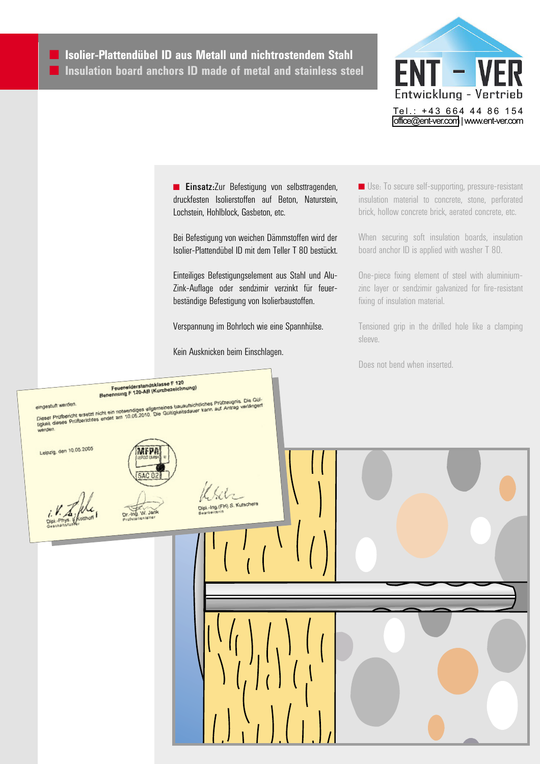# Isolier-Plattendübel ID aus Metall und nichtrostendem Stahl

# Insulation board anchors ID made of metal and stainless steel

ENT – VER
Entwicklung - Vertrieb

Tel.: +43 664 44 86 154
office@ent-ver.com | www.ent-ver.com

**Einsatz:** Zur Befestigung von selbsttragenden, druckfesten Isolierstoffen auf Beton, Naturstein, Lochstein, Hohlblock, Gasbeton, etc.

Bei Befestigung von weichen Dämmstoffen wird der Isolier-Plattendübel ID mit dem Teller T 80 bestückt.

Einteiliges Befestigungselement aus Stahl und Alu-Zink-Auflage oder sendzimir verzinkt für feuerbeständige Befestigung von Isolierbaustoffen.

Verspannung im Bohrloch wie eine Spannhülse.

Kein Ausknicken beim Einschlagen.

Use: To secure self-supporting, pressure-resistant insulation material to concrete, stone, perforated brick, hollow concrete brick, aerated concrete, etc.

When securing soft insulation boards, insulation board anchor ID is applied with washer T 80.

One-piece fixing element of steel with aluminium-zinc layer or sendzimir galvanized for fire-resistant fixing of insulation material.

Tensioned grip in the drilled hole like a clamping sleeve.

Does not bend when inserted.

Feuerwiderstandsklasse F 120
Benennung F 120-AB (Kurzbezeichnung)

eingestuft werden.

Dieser Prüfbericht ersetzt nicht ein notwendiges allgemeines bauaufsichtliches Prüfzeugnis. Die Gültigkeit dieses Prüfberichtes endet am 10.05.2010. Die Gültigkeitsdauer kann auf Antrag verlängert werden.

Leipzig, den 10.05.2005

MFPA Leipzig GmbH
SAC 02

i.V. Dipl.-Phys. Kotthoff, Geschäftsführer

Dr.-Ing. W. Janik, Prüfstellenleiter

Dipl.-Ing.(FH) S. Kutschera, Bearbeiterin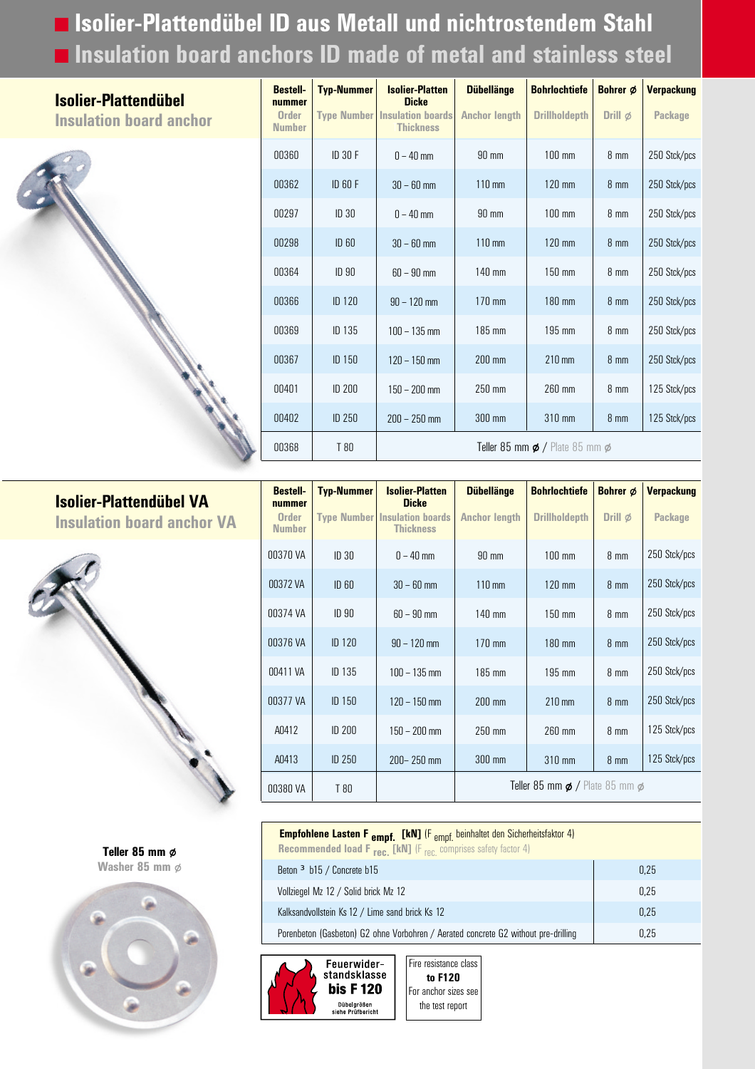# Isolier-Plattendübel ID aus Metall und nichtrostendem Stahl
# Insulation board anchors ID made of metal and stainless steel

## Isolier-Plattendübel
### Insulation board anchor

| Bestell-nummer Order Number | Typ-Nummer Type Number | Isolier-Platten Dicke Insulation boards Thickness | Dübellänge Anchor length | Bohrlochtiefe Drillholdepth | Bohrer ⌀ Drill ⌀ | Verpackung Package |
|---|---|---|---|---|---|---|
| 00360 | ID 30 F | 0 – 40 mm | 90 mm | 100 mm | 8 mm | 250 Stck/pcs |
| 00362 | ID 60 F | 30 – 60 mm | 110 mm | 120 mm | 8 mm | 250 Stck/pcs |
| 00297 | ID 30 | 0 – 40 mm | 90 mm | 100 mm | 8 mm | 250 Stck/pcs |
| 00298 | ID 60 | 30 – 60 mm | 110 mm | 120 mm | 8 mm | 250 Stck/pcs |
| 00364 | ID 90 | 60 – 90 mm | 140 mm | 150 mm | 8 mm | 250 Stck/pcs |
| 00366 | ID 120 | 90 – 120 mm | 170 mm | 180 mm | 8 mm | 250 Stck/pcs |
| 00369 | ID 135 | 100 – 135 mm | 185 mm | 195 mm | 8 mm | 250 Stck/pcs |
| 00367 | ID 150 | 120 – 150 mm | 200 mm | 210 mm | 8 mm | 250 Stck/pcs |
| 00401 | ID 200 | 150 – 200 mm | 250 mm | 260 mm | 8 mm | 125 Stck/pcs |
| 00402 | ID 250 | 200 – 250 mm | 300 mm | 310 mm | 8 mm | 125 Stck/pcs |
| 00368 | T 80 | Teller 85 mm ⌀ / Plate 85 mm ⌀ | | | | |

## Isolier-Plattendübel VA
### Insulation board anchor VA

| Bestell-nummer Order Number | Typ-Nummer Type Number | Isolier-Platten Dicke Insulation boards Thickness | Dübellänge Anchor length | Bohrlochtiefe Drillholdepth | Bohrer ⌀ Drill ⌀ | Verpackung Package |
|---|---|---|---|---|---|---|
| 00370 VA | ID 30 | 0 – 40 mm | 90 mm | 100 mm | 8 mm | 250 Stck/pcs |
| 00372 VA | ID 60 | 30 – 60 mm | 110 mm | 120 mm | 8 mm | 250 Stck/pcs |
| 00374 VA | ID 90 | 60 – 90 mm | 140 mm | 150 mm | 8 mm | 250 Stck/pcs |
| 00376 VA | ID 120 | 90 – 120 mm | 170 mm | 180 mm | 8 mm | 250 Stck/pcs |
| 00411 VA | ID 135 | 100 – 135 mm | 185 mm | 195 mm | 8 mm | 250 Stck/pcs |
| 00377 VA | ID 150 | 120 – 150 mm | 200 mm | 210 mm | 8 mm | 250 Stck/pcs |
| A0412 | ID 200 | 150 – 200 mm | 250 mm | 260 mm | 8 mm | 125 Stck/pcs |
| A0413 | ID 250 | 200– 250 mm | 300 mm | 310 mm | 8 mm | 125 Stck/pcs |
| 00380 VA | T 80 | | Teller 85 mm ⌀ / Plate 85 mm ⌀ | | | |

**Teller 85 mm ⌀**
Washer 85 mm ⌀

| **Empfohlene Lasten $F_{empf.}$ [kN]** ($F_{empf.}$ beinhaltet den Sicherheitsfaktor 4) Recommended load $F_{rec.}$ [kN] ($F_{rec.}$ comprises safety factor 4) | |
|---|---|
| Beton [3] b15 / Concrete b15 | 0,25 |
| Vollziegel Mz 12 / Solid brick Mz 12 | 0,25 |
| Kalksandvollstein Ks 12 / Lime sand brick Ks 12 | 0,25 |
| Porenbeton (Gasbeton) G2 ohne Vorbohren / Aerated concrete G2 without pre-drilling | 0,25 |

Feuerwiderstandsklasse **bis F 120**
Dübelgrößen siehe Prüfbericht

Fire resistance class **to F120**
For anchor sizes see the test report